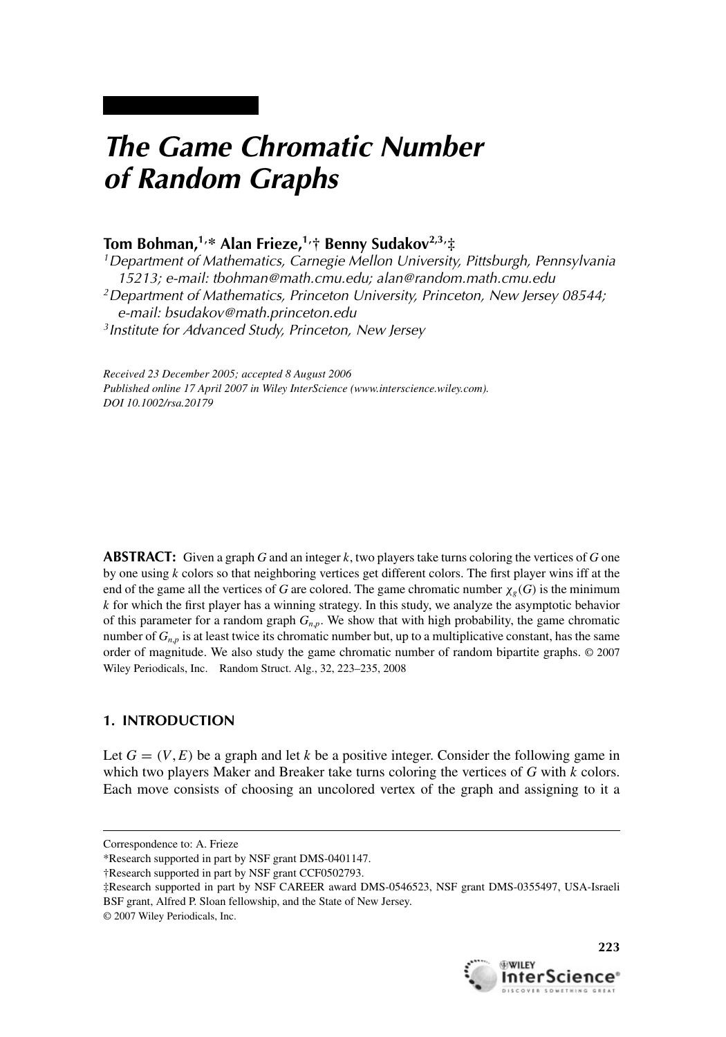# The Game Chromatic Number of Random Graphs

**Tom Bohman,[1,*] Alan Frieze,[1,†] Benny Sudakov[2,3,‡]**

[1] *Department of Mathematics, Carnegie Mellon University, Pittsburgh, Pennsylvania 15213; e-mail: tbohman@math.cmu.edu; alan@random.math.cmu.edu*

[2] *Department of Mathematics, Princeton University, Princeton, New Jersey 08544; e-mail: bsudakov@math.princeton.edu*

[3] *Institute for Advanced Study, Princeton, New Jersey*

*Received 23 December 2005; accepted 8 August 2006*
*Published online 17 April 2007 in Wiley InterScience (www.interscience.wiley.com).*
*DOI 10.1002/rsa.20179*

**ABSTRACT:** Given a graph $G$ and an integer $k$, two players take turns coloring the vertices of $G$ one by one using $k$ colors so that neighboring vertices get different colors. The first player wins iff at the end of the game all the vertices of $G$ are colored. The game chromatic number $\chi_g(G)$ is the minimum $k$ for which the first player has a winning strategy. In this study, we analyze the asymptotic behavior of this parameter for a random graph $G_{n,p}$. We show that with high probability, the game chromatic number of $G_{n,p}$ is at least twice its chromatic number but, up to a multiplicative constant, has the same order of magnitude. We also study the game chromatic number of random bipartite graphs. © 2007 Wiley Periodicals, Inc. Random Struct. Alg., 32, 223–235, 2008

## 1. INTRODUCTION

Let $G = (V, E)$ be a graph and let $k$ be a positive integer. Consider the following game in which two players Maker and Breaker take turns coloring the vertices of $G$ with $k$ colors. Each move consists of choosing an uncolored vertex of the graph and assigning to it a

---

Correspondence to: A. Frieze

*Research supported in part by NSF grant DMS-0401147.

†Research supported in part by NSF grant CCF0502793.

‡Research supported in part by NSF CAREER award DMS-0546523, NSF grant DMS-0355497, USA-Israeli BSF grant, Alfred P. Sloan fellowship, and the State of New Jersey.

© 2007 Wiley Periodicals, Inc.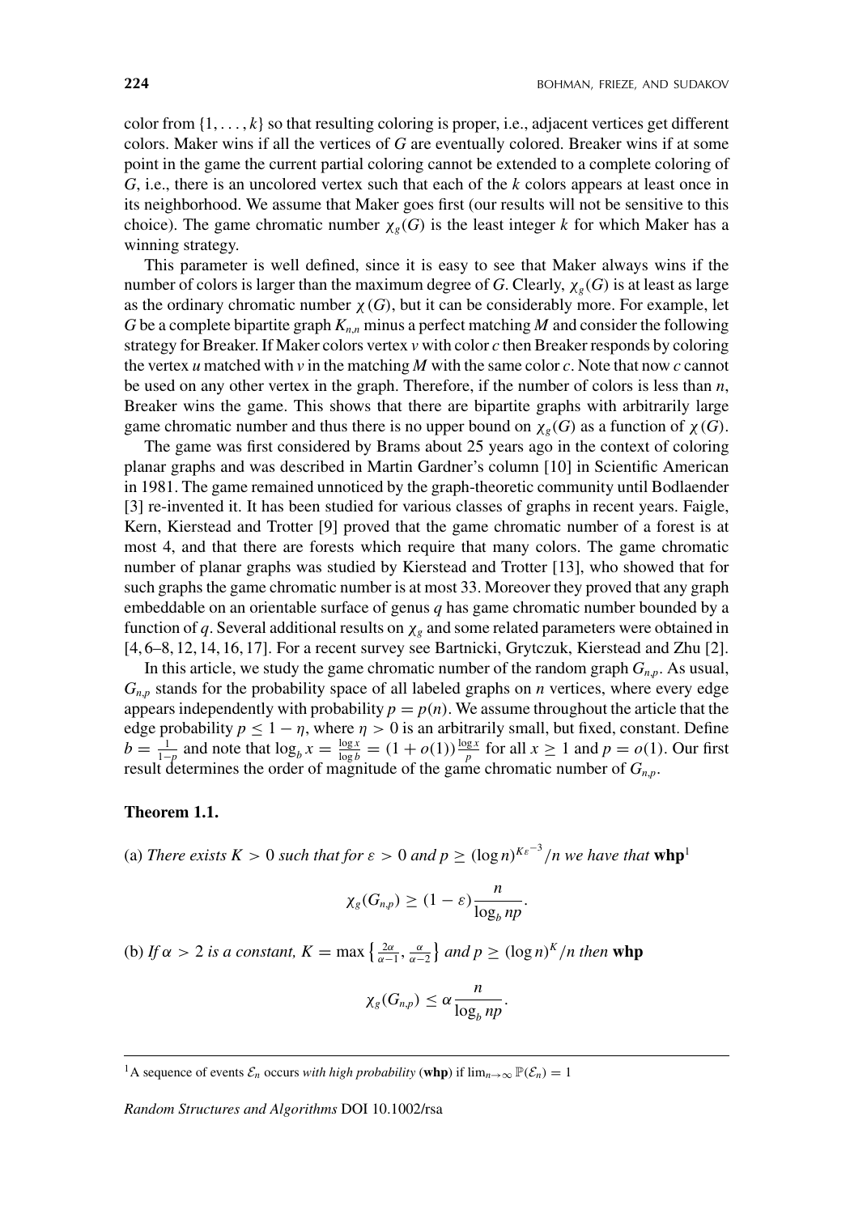color from $\{1, \dots, k\}$ so that resulting coloring is proper, i.e., adjacent vertices get different colors. Maker wins if all the vertices of $G$ are eventually colored. Breaker wins if at some point in the game the current partial coloring cannot be extended to a complete coloring of $G$, i.e., there is an uncolored vertex such that each of the $k$ colors appears at least once in its neighborhood. We assume that Maker goes first (our results will not be sensitive to this choice). The game chromatic number $\chi_g(G)$ is the least integer $k$ for which Maker has a winning strategy.

This parameter is well defined, since it is easy to see that Maker always wins if the number of colors is larger than the maximum degree of $G$. Clearly, $\chi_g(G)$ is at least as large as the ordinary chromatic number $\chi(G)$, but it can be considerably more. For example, let $G$ be a complete bipartite graph $K_{n,n}$ minus a perfect matching $M$ and consider the following strategy for Breaker. If Maker colors vertex $v$ with color $c$ then Breaker responds by coloring the vertex $u$ matched with $v$ in the matching $M$ with the same color $c$. Note that now $c$ cannot be used on any other vertex in the graph. Therefore, if the number of colors is less than $n$, Breaker wins the game. This shows that there are bipartite graphs with arbitrarily large game chromatic number and thus there is no upper bound on $\chi_g(G)$ as a function of $\chi(G)$.

The game was first considered by Brams about 25 years ago in the context of coloring planar graphs and was described in Martin Gardner's column [10] in Scientific American in 1981. The game remained unnoticed by the graph-theoretic community until Bodlaender [3] re-invented it. It has been studied for various classes of graphs in recent years. Faigle, Kern, Kierstead and Trotter [9] proved that the game chromatic number of a forest is at most 4, and that there are forests which require that many colors. The game chromatic number of planar graphs was studied by Kierstead and Trotter [13], who showed that for such graphs the game chromatic number is at most 33. Moreover they proved that any graph embeddable on an orientable surface of genus $q$ has game chromatic number bounded by a function of $q$. Several additional results on $\chi_g$ and some related parameters were obtained in [4, 6–8, 12, 14, 16, 17]. For a recent survey see Bartnicki, Grytczuk, Kierstead and Zhu [2].

In this article, we study the game chromatic number of the random graph $G_{n,p}$. As usual, $G_{n,p}$ stands for the probability space of all labeled graphs on $n$ vertices, where every edge appears independently with probability $p = p(n)$. We assume throughout the article that the edge probability $p \leq 1 - \eta$, where $\eta > 0$ is an arbitrarily small, but fixed, constant. Define $b = \frac{1}{1-p}$ and note that $\log_b x = \frac{\log x}{\log b} = (1 + o(1))\frac{\log x}{p}$ for all $x \geq 1$ and $p = o(1)$. Our first result determines the order of magnitude of the game chromatic number of $G_{n,p}$.

**Theorem 1.1.**

(a) *There exists $K > 0$ such that for $\varepsilon > 0$ and $p \geq (\log n)^{K\varepsilon^{-3}}/n$ we have that* **whp**[1]

$$\chi_g(G_{n,p}) \geq (1 - \varepsilon)\frac{n}{\log_b np}.$$

(b) *If $\alpha > 2$ is a constant, $K = \max\left\{\frac{2\alpha}{\alpha-1}, \frac{\alpha}{\alpha-2}\right\}$ and $p \geq (\log n)^K/n$ then* **whp**

$$\chi_g(G_{n,p}) \leq \alpha\frac{n}{\log_b np}.$$

[1] A sequence of events $\mathcal{E}_n$ occurs *with high probability* (**whp**) if $\lim_{n\to\infty} \mathbb{P}(\mathcal{E}_n) = 1$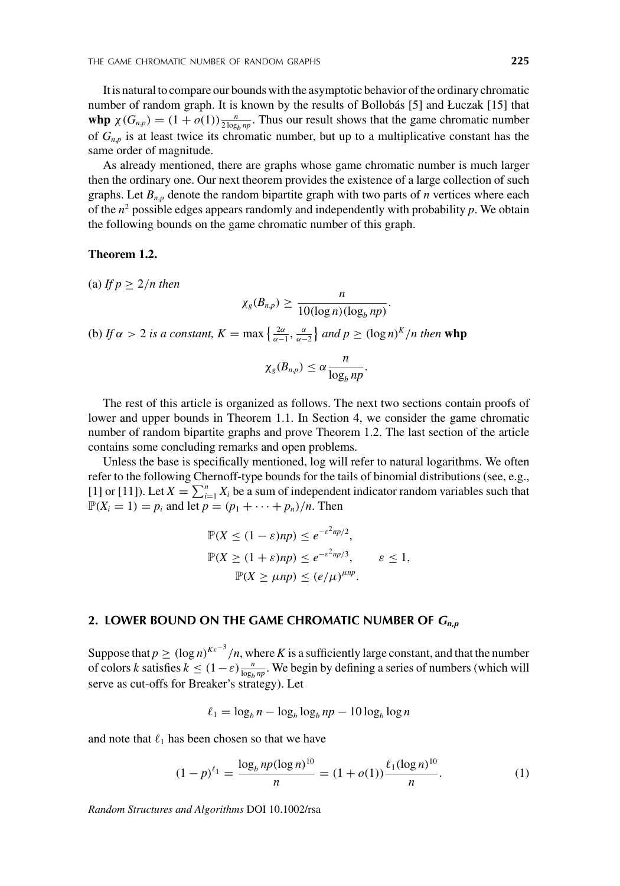It is natural to compare our bounds with the asymptotic behavior of the ordinary chromatic number of random graph. It is known by the results of Bollobás [5] and Łuczak [15] that **whp** $\chi(G_{n,p}) = (1 + o(1))\frac{n}{2\log_b np}$. Thus our result shows that the game chromatic number of $G_{n,p}$ is at least twice its chromatic number, but up to a multiplicative constant has the same order of magnitude.

As already mentioned, there are graphs whose game chromatic number is much larger then the ordinary one. Our next theorem provides the existence of a large collection of such graphs. Let $B_{n,p}$ denote the random bipartite graph with two parts of $n$ vertices where each of the $n^2$ possible edges appears randomly and independently with probability $p$. We obtain the following bounds on the game chromatic number of this graph.

**Theorem 1.2.**

(a) *If* $p \geq 2/n$ *then*

$$\chi_g(B_{n,p}) \geq \frac{n}{10(\log n)(\log_b np)}.$$

(b) *If* $\alpha > 2$ *is a constant,* $K = \max\left\{\frac{2\alpha}{\alpha-1}, \frac{\alpha}{\alpha-2}\right\}$ *and* $p \geq (\log n)^K/n$ *then* **whp**

$$\chi_g(B_{n,p}) \leq \alpha\frac{n}{\log_b np}.$$

The rest of this article is organized as follows. The next two sections contain proofs of lower and upper bounds in Theorem 1.1. In Section 4, we consider the game chromatic number of random bipartite graphs and prove Theorem 1.2. The last section of the article contains some concluding remarks and open problems.

Unless the base is specifically mentioned, log will refer to natural logarithms. We often refer to the following Chernoff-type bounds for the tails of binomial distributions (see, e.g., [1] or [11]). Let $X = \sum_{i=1}^n X_i$ be a sum of independent indicator random variables such that $\mathbb{P}(X_i = 1) = p_i$ and let $p = (p_1 + \cdots + p_n)/n$. Then

$$\mathbb{P}(X \leq (1-\varepsilon)np) \leq e^{-\varepsilon^2 np/2},$$
$$\mathbb{P}(X \geq (1+\varepsilon)np) \leq e^{-\varepsilon^2 np/3}, \qquad \varepsilon \leq 1,$$
$$\mathbb{P}(X \geq \mu np) \leq (e/\mu)^{\mu np}.$$

## 2. LOWER BOUND ON THE GAME CHROMATIC NUMBER OF $G_{n,p}$

Suppose that $p \geq (\log n)^{K\varepsilon^{-3}}/n$, where $K$ is a sufficiently large constant, and that the number of colors $k$ satisfies $k \leq (1-\varepsilon)\frac{n}{\log_b np}$. We begin by defining a series of numbers (which will serve as cut-offs for Breaker's strategy). Let

$$\ell_1 = \log_b n - \log_b \log_b np - 10\log_b \log n$$

and note that $\ell_1$ has been chosen so that we have

$$(1-p)^{\ell_1} = \frac{\log_b np(\log n)^{10}}{n} = (1 + o(1))\frac{\ell_1(\log n)^{10}}{n}. \qquad (1)$$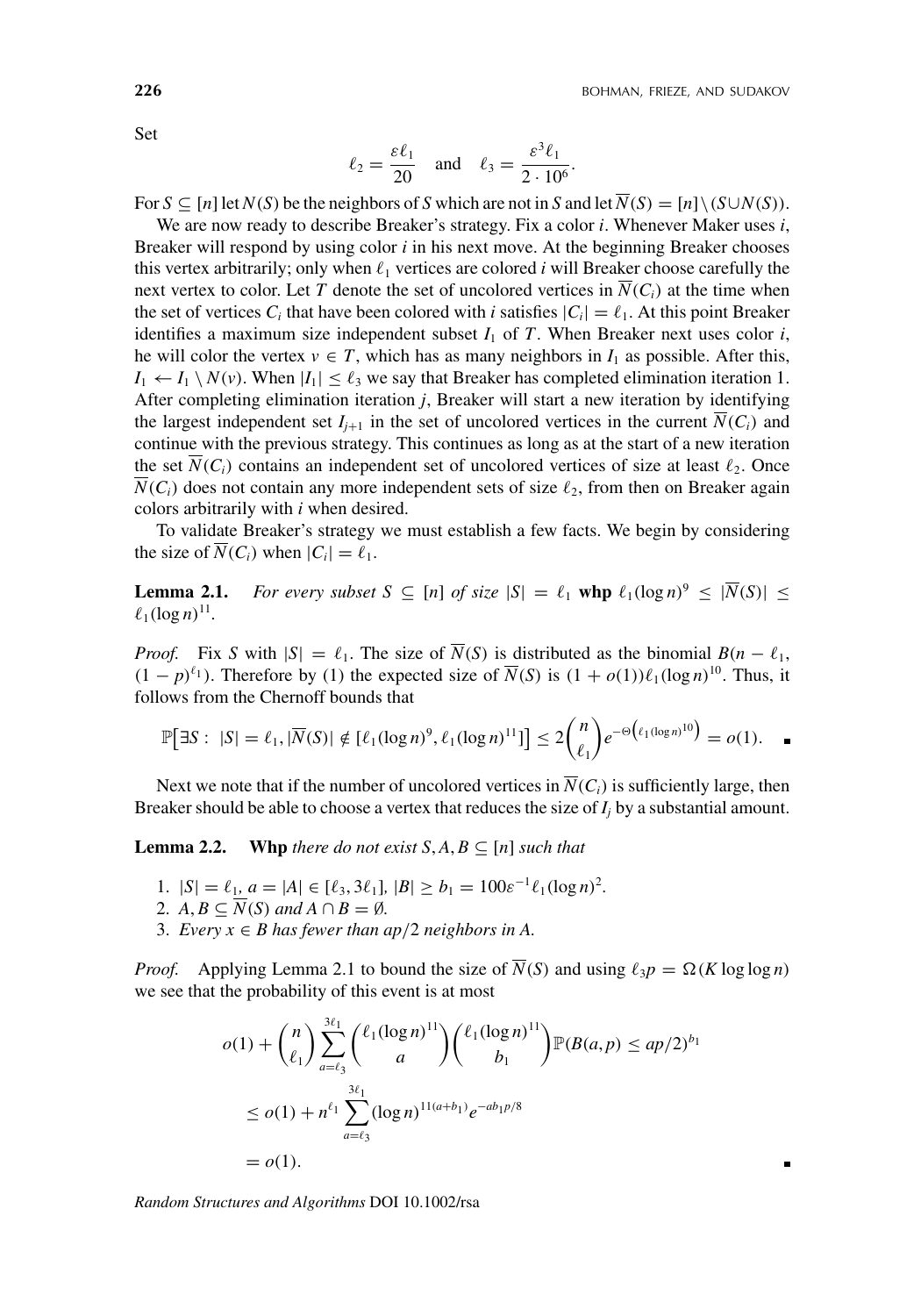Set

$$\ell_2 = \frac{\varepsilon \ell_1}{20} \quad \text{and} \quad \ell_3 = \frac{\varepsilon^3 \ell_1}{2 \cdot 10^6}.$$

For $S \subseteq [n]$ let $N(S)$ be the neighbors of $S$ which are not in $S$ and let $\overline{N}(S) = [n] \setminus (S \cup N(S))$.

We are now ready to describe Breaker's strategy. Fix a color $i$. Whenever Maker uses $i$, Breaker will respond by using color $i$ in his next move. At the beginning Breaker chooses this vertex arbitrarily; only when $\ell_1$ vertices are colored $i$ will Breaker choose carefully the next vertex to color. Let $T$ denote the set of uncolored vertices in $\overline{N}(C_i)$ at the time when the set of vertices $C_i$ that have been colored with $i$ satisfies $|C_i| = \ell_1$. At this point Breaker identifies a maximum size independent subset $I_1$ of $T$. When Breaker next uses color $i$, he will color the vertex $v \in T$, which has as many neighbors in $I_1$ as possible. After this, $I_1 \leftarrow I_1 \setminus N(v)$. When $|I_1| \leq \ell_3$ we say that Breaker has completed elimination iteration 1. After completing elimination iteration $j$, Breaker will start a new iteration by identifying the largest independent set $I_{j+1}$ in the set of uncolored vertices in the current $\overline{N}(C_i)$ and continue with the previous strategy. This continues as long as at the start of a new iteration the set $\overline{N}(C_i)$ contains an independent set of uncolored vertices of size at least $\ell_2$. Once $\overline{N}(C_i)$ does not contain any more independent sets of size $\ell_2$, from then on Breaker again colors arbitrarily with $i$ when desired.

To validate Breaker's strategy we must establish a few facts. We begin by considering the size of $\overline{N}(C_i)$ when $|C_i| = \ell_1$.

**Lemma 2.1.** *For every subset $S \subseteq [n]$ of size $|S| = \ell_1$* **whp** $\ell_1(\log n)^9 \leq |\overline{N}(S)| \leq \ell_1(\log n)^{11}$.

*Proof.* Fix $S$ with $|S| = \ell_1$. The size of $\overline{N}(S)$ is distributed as the binomial $B(n - \ell_1, (1-p)^{\ell_1})$. Therefore by (1) the expected size of $\overline{N}(S)$ is $(1 + o(1))\ell_1(\log n)^{10}$. Thus, it follows from the Chernoff bounds that

$$\mathbb{P}\big[\exists S : \ |S| = \ell_1, |\overline{N}(S)| \notin [\ell_1(\log n)^9, \ell_1(\log n)^{11}]\big] \leq 2\binom{n}{\ell_1} e^{-\Theta\left(\ell_1(\log n)^{10}\right)} = o(1). \quad \blacksquare$$

Next we note that if the number of uncolored vertices in $\overline{N}(C_i)$ is sufficiently large, then Breaker should be able to choose a vertex that reduces the size of $I_j$ by a substantial amount.

**Lemma 2.2.** **Whp** *there do not exist $S, A, B \subseteq [n]$ such that*

1. $|S| = \ell_1$, $a = |A| \in [\ell_3, 3\ell_1]$, $|B| \geq b_1 = 100\varepsilon^{-1}\ell_1(\log n)^2$.
2. $A, B \subseteq \overline{N}(S)$ *and* $A \cap B = \emptyset$.
3. *Every $x \in B$ has fewer than $ap/2$ neighbors in $A$.*

*Proof.* Applying Lemma 2.1 to bound the size of $\overline{N}(S)$ and using $\ell_3 p = \Omega(K \log\log n)$ we see that the probability of this event is at most

$$\begin{aligned}
&o(1) + \binom{n}{\ell_1} \sum_{a=\ell_3}^{3\ell_1} \binom{\ell_1(\log n)^{11}}{a} \binom{\ell_1(\log n)^{11}}{b_1} \mathbb{P}(B(a,p) \leq ap/2)^{b_1} \\
&\leq o(1) + n^{\ell_1} \sum_{a=\ell_3}^{3\ell_1} (\log n)^{11(a+b_1)} e^{-ab_1p/8} \\
&= o(1).
\end{aligned}$$

$\blacksquare$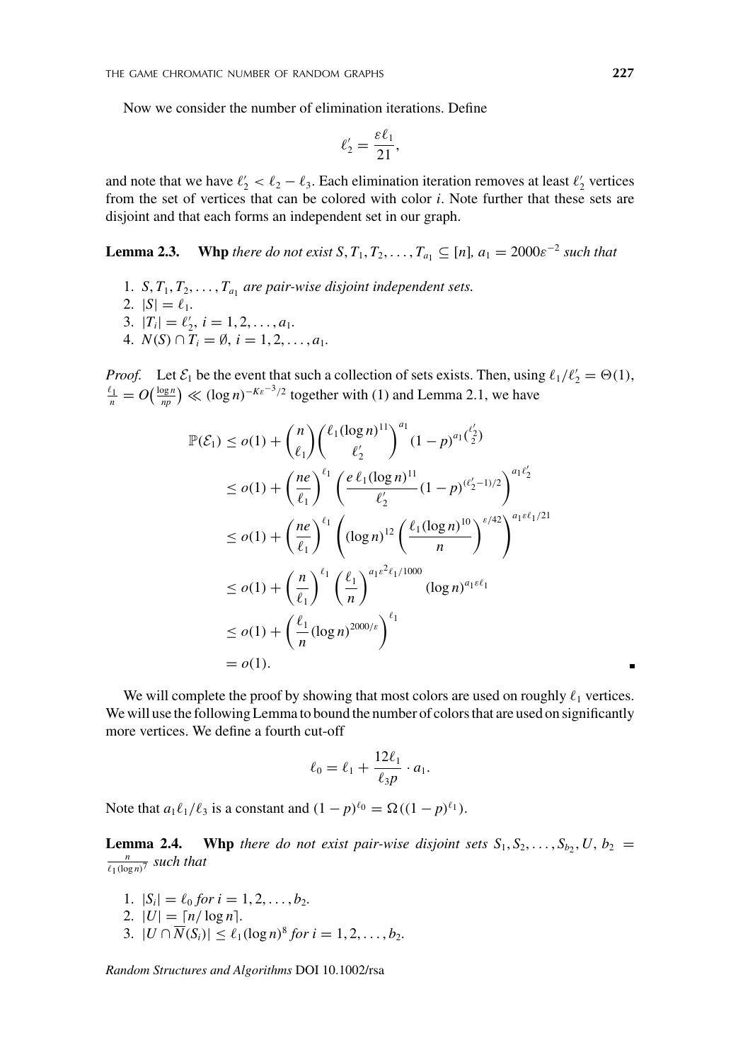Now we consider the number of elimination iterations. Define

$$\ell_2' = \frac{\varepsilon \ell_1}{21},$$

and note that we have $\ell_2' < \ell_2 - \ell_3$. Each elimination iteration removes at least $\ell_2'$ vertices from the set of vertices that can be colored with color $i$. Note further that these sets are disjoint and that each forms an independent set in our graph.

**Lemma 2.3.** **Whp** *there do not exist $S, T_1, T_2, \ldots, T_{a_1} \subseteq [n]$, $a_1 = 2000\varepsilon^{-2}$ such that*

1. *$S, T_1, T_2, \ldots, T_{a_1}$ are pair-wise disjoint independent sets.*
2. *$|S| = \ell_1$.*
3. *$|T_i| = \ell_2'$, $i = 1, 2, \ldots, a_1$.*
4. *$N(S) \cap T_i = \emptyset$, $i = 1, 2, \ldots, a_1$.*

*Proof.* Let $\mathcal{E}_1$ be the event that such a collection of sets exists. Then, using $\ell_1/\ell_2' = \Theta(1)$, $\frac{\ell_1}{n} = O\left(\frac{\log n}{np}\right) \ll (\log n)^{-K\varepsilon^{-3}/2}$ together with (1) and Lemma 2.1, we have

$$\begin{aligned}
\mathbb{P}(\mathcal{E}_1) &\leq o(1) + \binom{n}{\ell_1}\binom{\ell_1(\log n)^{11}}{\ell_2'}^{a_1}(1-p)^{a_1\binom{\ell_2'}{2}} \\
&\leq o(1) + \left(\frac{ne}{\ell_1}\right)^{\ell_1}\left(\frac{e\,\ell_1(\log n)^{11}}{\ell_2'}(1-p)^{(\ell_2'-1)/2}\right)^{a_1\ell_2'} \\
&\leq o(1) + \left(\frac{ne}{\ell_1}\right)^{\ell_1}\left((\log n)^{12}\left(\frac{\ell_1(\log n)^{10}}{n}\right)^{\varepsilon/42}\right)^{a_1\varepsilon\ell_1/21} \\
&\leq o(1) + \left(\frac{n}{\ell_1}\right)^{\ell_1}\left(\frac{\ell_1}{n}\right)^{a_1\varepsilon^2\ell_1/1000}(\log n)^{a_1\varepsilon\ell_1} \\
&\leq o(1) + \left(\frac{\ell_1}{n}(\log n)^{2000/\varepsilon}\right)^{\ell_1} \\
&= o(1).
\end{aligned}$$

∎

We will complete the proof by showing that most colors are used on roughly $\ell_1$ vertices. We will use the following Lemma to bound the number of colors that are used on significantly more vertices. We define a fourth cut-off

$$\ell_0 = \ell_1 + \frac{12\ell_1}{\ell_3 p}\cdot a_1.$$

Note that $a_1\ell_1/\ell_3$ is a constant and $(1-p)^{\ell_0} = \Omega((1-p)^{\ell_1})$.

**Lemma 2.4.** **Whp** *there do not exist pair-wise disjoint sets $S_1, S_2, \ldots, S_{b_2}, U$, $b_2 = \frac{n}{\ell_1(\log n)^7}$ such that*

1. *$|S_i| = \ell_0$ for $i = 1, 2, \ldots, b_2$.*
2. *$|U| = \lceil n/\log n \rceil$.*
3. *$|U \cap \overline{N}(S_i)| \leq \ell_1(\log n)^8$ for $i = 1, 2, \ldots, b_2$.*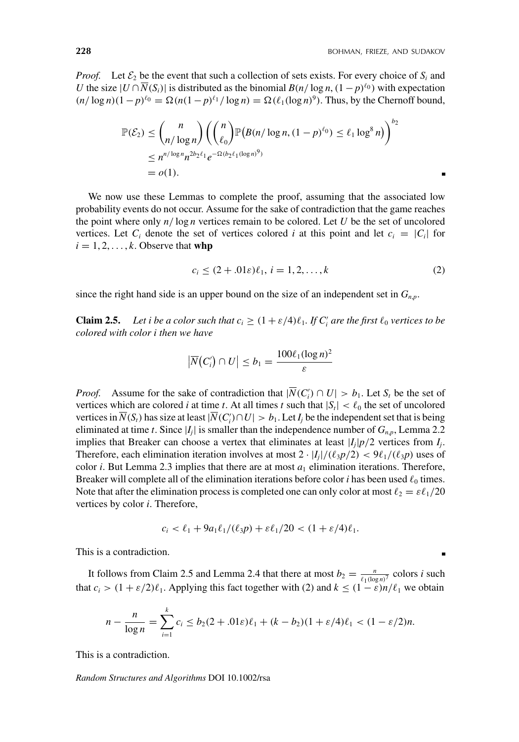*Proof.* Let $\mathcal{E}_2$ be the event that such a collection of sets exists. For every choice of $S_i$ and $U$ the size $|U \cap \overline{N}(S_i)|$ is distributed as the binomial $B(n/\log n, (1-p)^{\ell_0})$ with expectation $(n/\log n)(1-p)^{\ell_0} = \Omega(n(1-p)^{\ell_1}/\log n) = \Omega(\ell_1(\log n)^9)$. Thus, by the Chernoff bound,

$$
\begin{aligned}
\mathbb{P}(\mathcal{E}_2) &\leq \binom{n}{n/\log n}\left(\binom{n}{\ell_0}\mathbb{P}\big(B(n/\log n, (1-p)^{\ell_0}) \leq \ell_1 \log^8 n\big)\right)^{b_2} \\
&\leq n^{n/\log n} n^{2b_2\ell_1} e^{-\Omega(b_2\ell_1(\log n)^9)} \\
&= o(1).
\end{aligned}
$$

∎

We now use these Lemmas to complete the proof, assuming that the associated low probability events do not occur. Assume for the sake of contradiction that the game reaches the point where only $n/\log n$ vertices remain to be colored. Let $U$ be the set of uncolored vertices. Let $C_i$ denote the set of vertices colored $i$ at this point and let $c_i = |C_i|$ for $i = 1, 2, \ldots, k$. Observe that **whp**

$$
c_i \leq (2 + .01\varepsilon)\ell_1, \; i = 1, 2, \ldots, k \tag{2}
$$

since the right hand side is an upper bound on the size of an independent set in $G_{n,p}$.

**Claim 2.5.** *Let $i$ be a color such that $c_i \geq (1 + \varepsilon/4)\ell_1$. If $C_i'$ are the first $\ell_0$ vertices to be colored with color $i$ then we have*

$$
|\overline{N}(C_i') \cap U| \leq b_1 = \frac{100\ell_1(\log n)^2}{\varepsilon}
$$

*Proof.* Assume for the sake of contradiction that $|\overline{N}(C_i') \cap U| > b_1$. Let $S_t$ be the set of vertices which are colored $i$ at time $t$. At all times $t$ such that $|S_t| < \ell_0$ the set of uncolored vertices in $\overline{N}(S_t)$ has size at least $|\overline{N}(C_i') \cap U| > b_1$. Let $I_j$ be the independent set that is being eliminated at time $t$. Since $|I_j|$ is smaller than the independence number of $G_{n,p}$, Lemma 2.2 implies that Breaker can choose a vertex that eliminates at least $|I_j|p/2$ vertices from $I_j$. Therefore, each elimination iteration involves at most $2 \cdot |I_j|/(\ell_3 p/2) < 9\ell_1/(\ell_3 p)$ uses of color $i$. But Lemma 2.3 implies that there are at most $a_1$ elimination iterations. Therefore, Breaker will complete all of the elimination iterations before color $i$ has been used $\ell_0$ times. Note that after the elimination process is completed one can only color at most $\ell_2 = \varepsilon\ell_1/20$ vertices by color $i$. Therefore,

$$
c_i < \ell_1 + 9a_1\ell_1/(\ell_3 p) + \varepsilon\ell_1/20 < (1 + \varepsilon/4)\ell_1.
$$

This is a contradiction. ∎

It follows from Claim 2.5 and Lemma 2.4 that there at most $b_2 = \frac{n}{\ell_1(\log n)^7}$ colors $i$ such that $c_i > (1 + \varepsilon/2)\ell_1$. Applying this fact together with (2) and $k \leq (1 - \varepsilon)n/\ell_1$ we obtain

$$
n - \frac{n}{\log n} = \sum_{i=1}^{k} c_i \leq b_2(2 + .01\varepsilon)\ell_1 + (k - b_2)(1 + \varepsilon/4)\ell_1 < (1 - \varepsilon/2)n.
$$

This is a contradiction.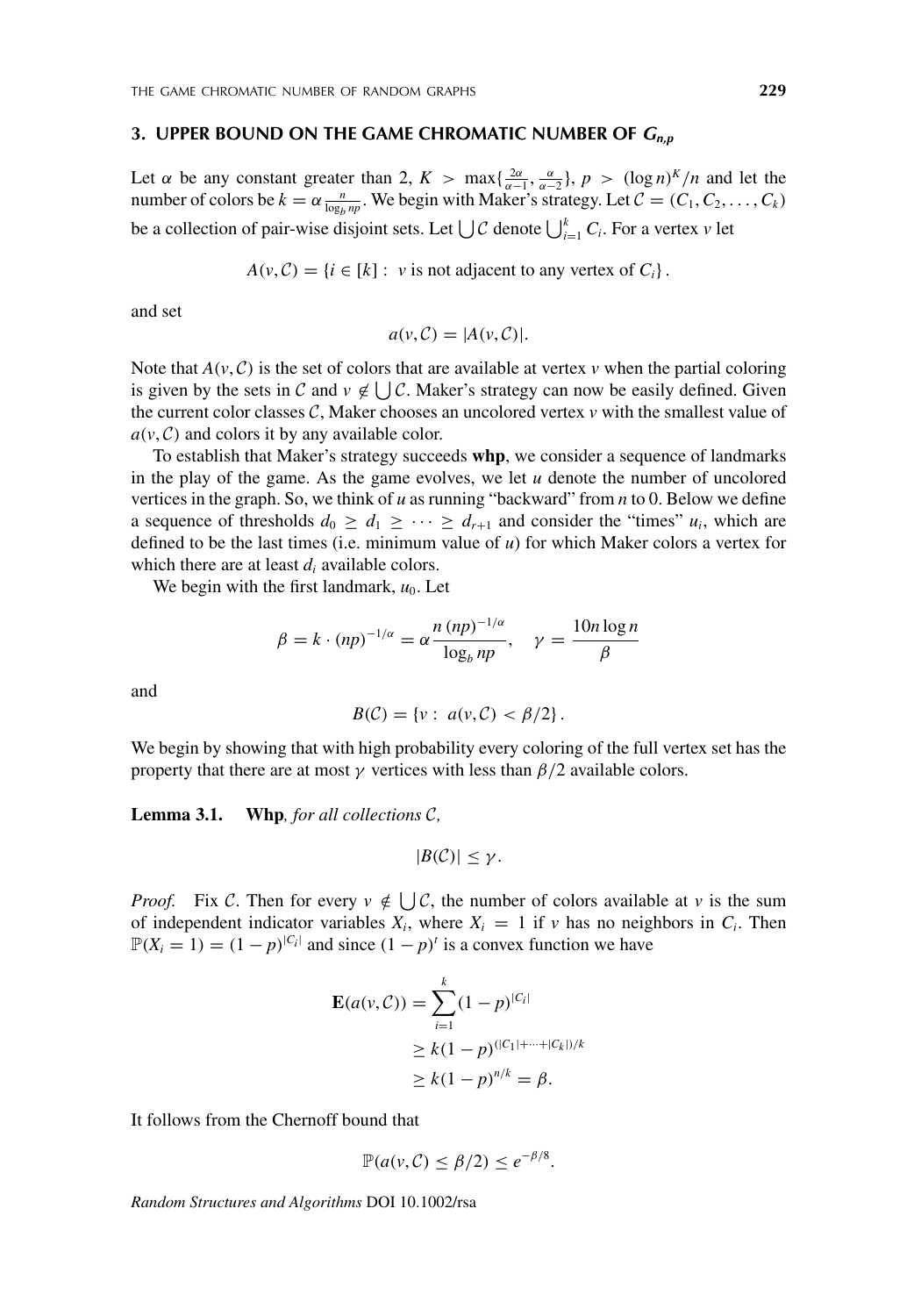### 3. UPPER BOUND ON THE GAME CHROMATIC NUMBER OF $G_{n,p}$

Let $\alpha$ be any constant greater than 2, $K > \max\{\frac{2\alpha}{\alpha-1}, \frac{\alpha}{\alpha-2}\}$, $p > (\log n)^K/n$ and let the number of colors be $k = \alpha \frac{n}{\log_b np}$. We begin with Maker's strategy. Let $\mathcal{C} = (C_1, C_2, \ldots, C_k)$ be a collection of pair-wise disjoint sets. Let $\bigcup \mathcal{C}$ denote $\bigcup_{i=1}^k C_i$. For a vertex $v$ let

$$A(v, \mathcal{C}) = \{i \in [k] : \ v \text{ is not adjacent to any vertex of } C_i\}.$$

and set

$$a(v, \mathcal{C}) = |A(v, \mathcal{C})|.$$

Note that $A(v, \mathcal{C})$ is the set of colors that are available at vertex $v$ when the partial coloring is given by the sets in $\mathcal{C}$ and $v \notin \bigcup \mathcal{C}$. Maker's strategy can now be easily defined. Given the current color classes $\mathcal{C}$, Maker chooses an uncolored vertex $v$ with the smallest value of $a(v, \mathcal{C})$ and colors it by any available color.

To establish that Maker's strategy succeeds **whp**, we consider a sequence of landmarks in the play of the game. As the game evolves, we let $u$ denote the number of uncolored vertices in the graph. So, we think of $u$ as running "backward" from $n$ to 0. Below we define a sequence of thresholds $d_0 \geq d_1 \geq \cdots \geq d_{r+1}$ and consider the "times" $u_i$, which are defined to be the last times (i.e. minimum value of $u$) for which Maker colors a vertex for which there are at least $d_i$ available colors.

We begin with the first landmark, $u_0$. Let

$$\beta = k \cdot (np)^{-1/\alpha} = \alpha \frac{n\,(np)^{-1/\alpha}}{\log_b np}, \quad \gamma = \frac{10 n \log n}{\beta}$$

and

$$B(\mathcal{C}) = \{v : \ a(v, \mathcal{C}) < \beta/2\}.$$

We begin by showing that with high probability every coloring of the full vertex set has the property that there are at most $\gamma$ vertices with less than $\beta/2$ available colors.

**Lemma 3.1.** ***Whp**, for all collections $\mathcal{C}$,*

$$|B(\mathcal{C})| \leq \gamma.$$

*Proof.* Fix $\mathcal{C}$. Then for every $v \notin \bigcup \mathcal{C}$, the number of colors available at $v$ is the sum of independent indicator variables $X_i$, where $X_i = 1$ if $v$ has no neighbors in $C_i$. Then $\mathbb{P}(X_i = 1) = (1-p)^{|C_i|}$ and since $(1-p)^t$ is a convex function we have

$$\begin{aligned}
\mathbf{E}(a(v, \mathcal{C})) &= \sum_{i=1}^{k} (1-p)^{|C_i|} \\
&\geq k(1-p)^{(|C_1| + \cdots + |C_k|)/k} \\
&\geq k(1-p)^{n/k} = \beta.
\end{aligned}$$

It follows from the Chernoff bound that

$$\mathbb{P}(a(v, \mathcal{C}) \leq \beta/2) \leq e^{-\beta/8}.$$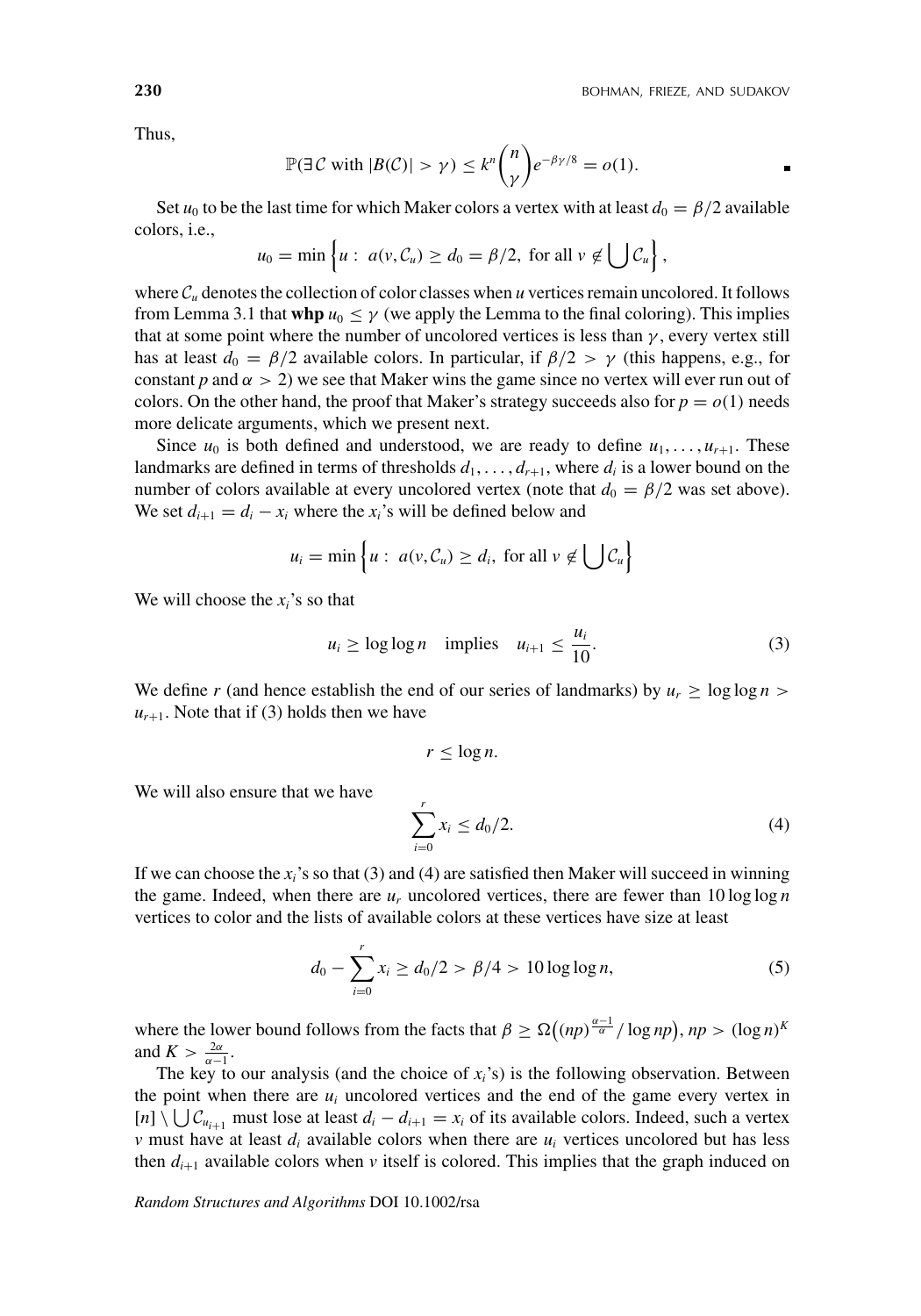Thus,

$$\mathbb{P}(\exists \mathcal{C} \text{ with } |B(\mathcal{C})| > \gamma) \leq k^n \binom{n}{\gamma} e^{-\beta\gamma/8} = o(1). \qquad \blacksquare$$

Set $u_0$ to be the last time for which Maker colors a vertex with at least $d_0 = \beta/2$ available colors, i.e.,

$$u_0 = \min\left\{u : \ a(v, \mathcal{C}_u) \geq d_0 = \beta/2, \text{ for all } v \notin \bigcup \mathcal{C}_u\right\},$$

where $\mathcal{C}_u$ denotes the collection of color classes when $u$ vertices remain uncolored. It follows from Lemma 3.1 that **whp** $u_0 \leq \gamma$ (we apply the Lemma to the final coloring). This implies that at some point where the number of uncolored vertices is less than $\gamma$, every vertex still has at least $d_0 = \beta/2$ available colors. In particular, if $\beta/2 > \gamma$ (this happens, e.g., for constant $p$ and $\alpha > 2$) we see that Maker wins the game since no vertex will ever run out of colors. On the other hand, the proof that Maker's strategy succeeds also for $p = o(1)$ needs more delicate arguments, which we present next.

Since $u_0$ is both defined and understood, we are ready to define $u_1, \ldots, u_{r+1}$. These landmarks are defined in terms of thresholds $d_1, \ldots, d_{r+1}$, where $d_i$ is a lower bound on the number of colors available at every uncolored vertex (note that $d_0 = \beta/2$ was set above). We set $d_{i+1} = d_i - x_i$ where the $x_i$'s will be defined below and

$$u_i = \min\left\{u : \ a(v, \mathcal{C}_u) \geq d_i, \text{ for all } v \notin \bigcup \mathcal{C}_u\right\}$$

We will choose the $x_i$'s so that

$$u_i \geq \log\log n \quad \text{implies} \quad u_{i+1} \leq \frac{u_i}{10}. \tag{3}$$

We define $r$ (and hence establish the end of our series of landmarks) by $u_r \geq \log\log n > u_{r+1}$. Note that if (3) holds then we have

$$r \leq \log n.$$

We will also ensure that we have

$$\sum_{i=0}^{r} x_i \leq d_0/2. \tag{4}$$

If we can choose the $x_i$'s so that (3) and (4) are satisfied then Maker will succeed in winning the game. Indeed, when there are $u_r$ uncolored vertices, there are fewer than $10\log\log n$ vertices to color and the lists of available colors at these vertices have size at least

$$d_0 - \sum_{i=0}^{r} x_i \geq d_0/2 > \beta/4 > 10\log\log n, \tag{5}$$

where the lower bound follows from the facts that $\beta \geq \Omega\big((np)^{\frac{\alpha-1}{\alpha}}/\log np\big)$, $np > (\log n)^K$ and $K > \frac{2\alpha}{\alpha-1}$.

The key to our analysis (and the choice of $x_i$'s) is the following observation. Between the point when there are $u_i$ uncolored vertices and the end of the game every vertex in $[n] \setminus \bigcup \mathcal{C}_{u_{i+1}}$ must lose at least $d_i - d_{i+1} = x_i$ of its available colors. Indeed, such a vertex $v$ must have at least $d_i$ available colors when there are $u_i$ vertices uncolored but has less then $d_{i+1}$ available colors when $v$ itself is colored. This implies that the graph induced on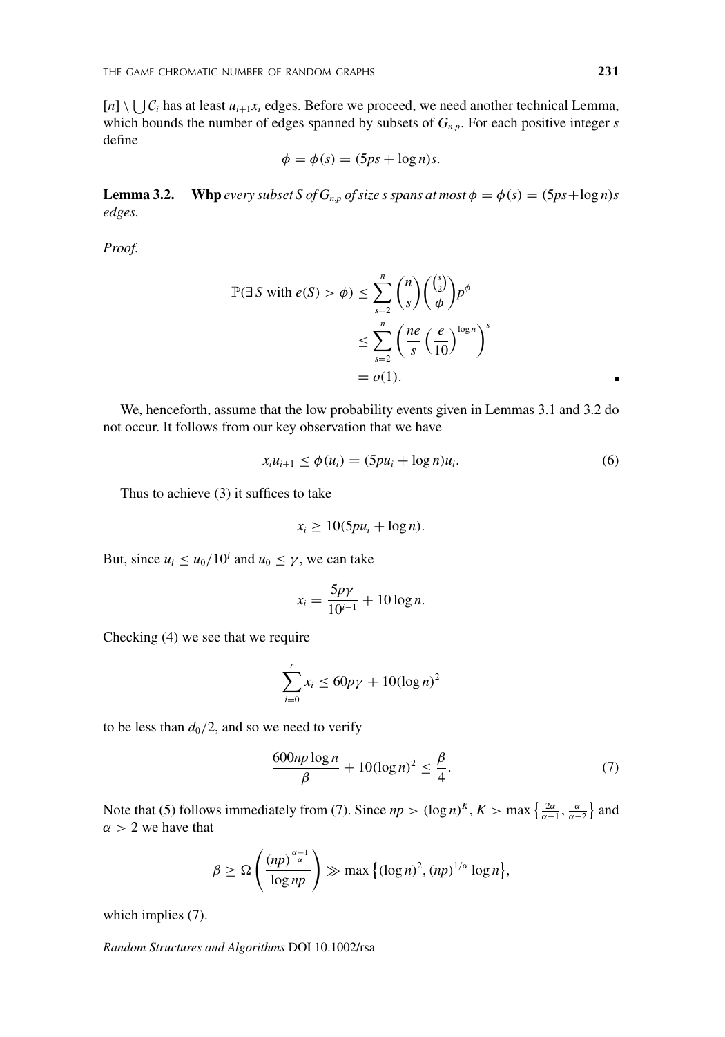$[n] \setminus \bigcup \mathcal{C}_i$ has at least $u_{i+1}x_i$ edges. Before we proceed, we need another technical Lemma, which bounds the number of edges spanned by subsets of $G_{n,p}$. For each positive integer $s$ define

$$\phi = \phi(s) = (5ps + \log n)s.$$

**Lemma 3.2.** **Whp** *every subset* $S$ *of* $G_{n,p}$ *of size* $s$ *spans at most* $\phi = \phi(s) = (5ps+\log n)s$ *edges.*

*Proof.*

$$\begin{aligned}
\mathbb{P}(\exists\, S \text{ with } e(S) > \phi) &\leq \sum_{s=2}^{n} \binom{n}{s}\binom{\binom{s}{2}}{\phi}p^{\phi} \\
&\leq \sum_{s=2}^{n} \left(\frac{ne}{s}\left(\frac{e}{10}\right)^{\log n}\right)^{s} \\
&= o(1).
\end{aligned}$$

We, henceforth, assume that the low probability events given in Lemmas 3.1 and 3.2 do not occur. It follows from our key observation that we have

$$x_i u_{i+1} \leq \phi(u_i) = (5pu_i + \log n)u_i. \tag{6}$$

Thus to achieve (3) it suffices to take

$$x_i \geq 10(5pu_i + \log n).$$

But, since $u_i \leq u_0/10^i$ and $u_0 \leq \gamma$, we can take

$$x_i = \frac{5p\gamma}{10^{i-1}} + 10\log n.$$

Checking (4) we see that we require

$$\sum_{i=0}^{r} x_i \leq 60p\gamma + 10(\log n)^2$$

to be less than $d_0/2$, and so we need to verify

$$\frac{600np\log n}{\beta} + 10(\log n)^2 \leq \frac{\beta}{4}. \tag{7}$$

Note that (5) follows immediately from (7). Since $np > (\log n)^K$, $K > \max\left\{\frac{2\alpha}{\alpha-1}, \frac{\alpha}{\alpha-2}\right\}$ and $\alpha > 2$ we have that

$$\beta \geq \Omega\left(\frac{(np)^{\frac{\alpha-1}{\alpha}}}{\log np}\right) \gg \max\left\{(\log n)^2, (np)^{1/\alpha}\log n\right\},$$

which implies (7).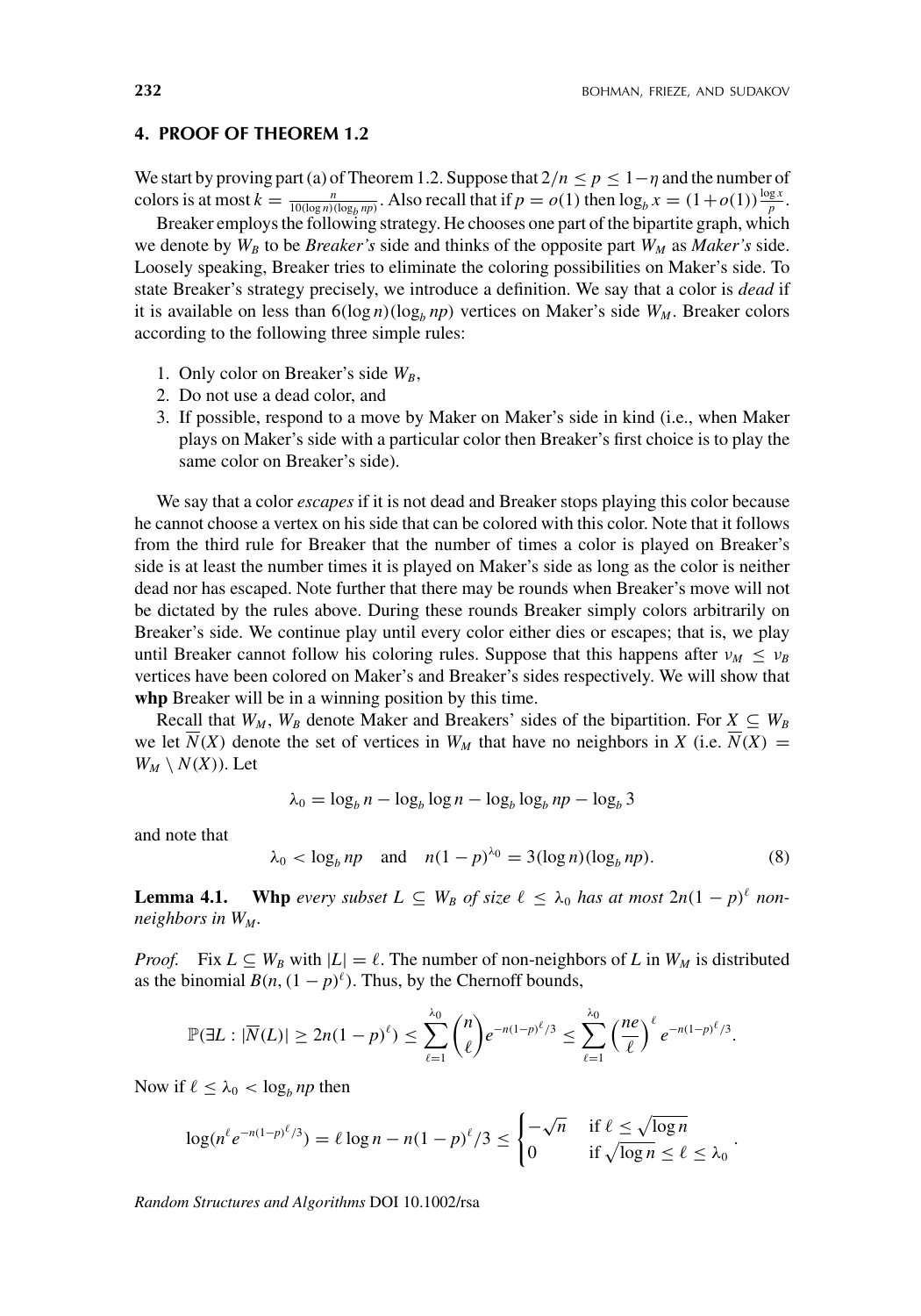## 4. PROOF OF THEOREM 1.2

We start by proving part (a) of Theorem 1.2. Suppose that $2/n \leq p \leq 1-\eta$ and the number of colors is at most $k = \frac{n}{10(\log n)(\log_b np)}$. Also recall that if $p = o(1)$ then $\log_b x = (1+o(1))\frac{\log x}{p}$.

Breaker employs the following strategy. He chooses one part of the bipartite graph, which we denote by $W_B$ to be *Breaker's* side and thinks of the opposite part $W_M$ as *Maker's* side. Loosely speaking, Breaker tries to eliminate the coloring possibilities on Maker's side. To state Breaker's strategy precisely, we introduce a definition. We say that a color is *dead* if it is available on less than $6(\log n)(\log_b np)$ vertices on Maker's side $W_M$. Breaker colors according to the following three simple rules:

1. Only color on Breaker's side $W_B$,
2. Do not use a dead color, and
3. If possible, respond to a move by Maker on Maker's side in kind (i.e., when Maker plays on Maker's side with a particular color then Breaker's first choice is to play the same color on Breaker's side).

We say that a color *escapes* if it is not dead and Breaker stops playing this color because he cannot choose a vertex on his side that can be colored with this color. Note that it follows from the third rule for Breaker that the number of times a color is played on Breaker's side is at least the number times it is played on Maker's side as long as the color is neither dead nor has escaped. Note further that there may be rounds when Breaker's move will not be dictated by the rules above. During these rounds Breaker simply colors arbitrarily on Breaker's side. We continue play until every color either dies or escapes; that is, we play until Breaker cannot follow his coloring rules. Suppose that this happens after $\nu_M \leq \nu_B$ vertices have been colored on Maker's and Breaker's sides respectively. We will show that **whp** Breaker will be in a winning position by this time.

Recall that $W_M$, $W_B$ denote Maker and Breakers' sides of the bipartition. For $X \subseteq W_B$ we let $\overline{N}(X)$ denote the set of vertices in $W_M$ that have no neighbors in $X$ (i.e. $\overline{N}(X) = W_M \setminus N(X)$). Let

$$\lambda_0 = \log_b n - \log_b \log n - \log_b \log_b np - \log_b 3$$

and note that

$$\lambda_0 < \log_b np \quad \text{and} \quad n(1-p)^{\lambda_0} = 3(\log n)(\log_b np). \tag{8}$$

**Lemma 4.1.** **Whp** *every subset $L \subseteq W_B$ of size $\ell \leq \lambda_0$ has at most $2n(1-p)^\ell$ non-neighbors in $W_M$.*

*Proof.* Fix $L \subseteq W_B$ with $|L| = \ell$. The number of non-neighbors of $L$ in $W_M$ is distributed as the binomial $B(n, (1-p)^\ell)$. Thus, by the Chernoff bounds,

$$\mathbb{P}(\exists L : |\overline{N}(L)| \geq 2n(1-p)^\ell) \leq \sum_{\ell=1}^{\lambda_0} \binom{n}{\ell} e^{-n(1-p)^\ell/3} \leq \sum_{\ell=1}^{\lambda_0} \left(\frac{ne}{\ell}\right)^\ell e^{-n(1-p)^\ell/3}.$$

Now if $\ell \leq \lambda_0 < \log_b np$ then

$$\log(n^\ell e^{-n(1-p)^\ell/3}) = \ell \log n - n(1-p)^\ell/3 \leq \begin{cases} -\sqrt{n} & \text{if } \ell \leq \sqrt{\log n} \\ 0 & \text{if } \sqrt{\log n} \leq \ell \leq \lambda_0 \end{cases}.$$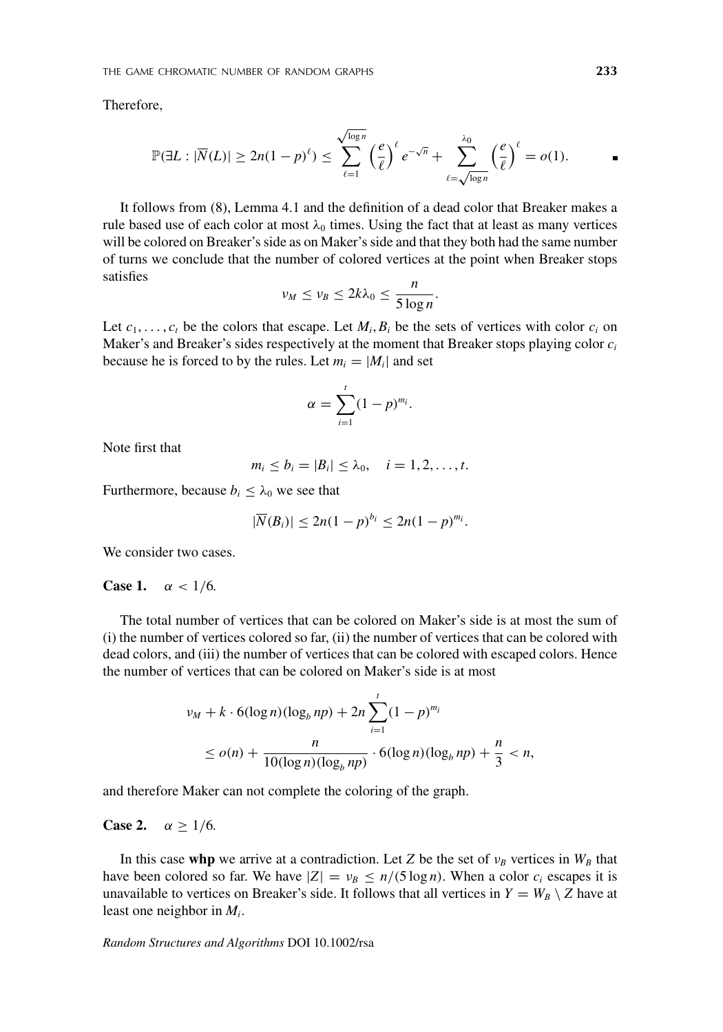Therefore,

$$\mathbb{P}(\exists L : |\overline{N}(L)| \geq 2n(1-p)^{\ell}) \leq \sum_{\ell=1}^{\sqrt{\log n}} \left(\frac{e}{\ell}\right)^{\ell} e^{-\sqrt{n}} + \sum_{\ell=\sqrt{\log n}}^{\lambda_0} \left(\frac{e}{\ell}\right)^{\ell} = o(1). \qquad \blacksquare$$

It follows from (8), Lemma 4.1 and the definition of a dead color that Breaker makes a rule based use of each color at most $\lambda_0$ times. Using the fact that at least as many vertices will be colored on Breaker's side as on Maker's side and that they both had the same number of turns we conclude that the number of colored vertices at the point when Breaker stops satisfies

$$\nu_M \leq \nu_B \leq 2k\lambda_0 \leq \frac{n}{5\log n}.$$

Let $c_1, \ldots, c_t$ be the colors that escape. Let $M_i, B_i$ be the sets of vertices with color $c_i$ on Maker's and Breaker's sides respectively at the moment that Breaker stops playing color $c_i$ because he is forced to by the rules. Let $m_i = |M_i|$ and set

$$\alpha = \sum_{i=1}^{t} (1-p)^{m_i}.$$

Note first that

$$m_i \leq b_i = |B_i| \leq \lambda_0, \quad i = 1, 2, \ldots, t.$$

Furthermore, because $b_i \leq \lambda_0$ we see that

$$|\overline{N}(B_i)| \leq 2n(1-p)^{b_i} \leq 2n(1-p)^{m_i}.$$

We consider two cases.

**Case 1.** $\alpha < 1/6$.

The total number of vertices that can be colored on Maker's side is at most the sum of (i) the number of vertices colored so far, (ii) the number of vertices that can be colored with dead colors, and (iii) the number of vertices that can be colored with escaped colors. Hence the number of vertices that can be colored on Maker's side is at most

$$\begin{aligned}
&\nu_M + k \cdot 6(\log n)(\log_b np) + 2n \sum_{i=1}^{t} (1-p)^{m_i} \\
&\quad \leq o(n) + \frac{n}{10(\log n)(\log_b np)} \cdot 6(\log n)(\log_b np) + \frac{n}{3} < n,
\end{aligned}$$

and therefore Maker can not complete the coloring of the graph.

**Case 2.** $\alpha \geq 1/6$.

In this case **whp** we arrive at a contradiction. Let $Z$ be the set of $\nu_B$ vertices in $W_B$ that have been colored so far. We have $|Z| = \nu_B \leq n/(5\log n)$. When a color $c_i$ escapes it is unavailable to vertices on Breaker's side. It follows that all vertices in $Y = W_B \setminus Z$ have at least one neighbor in $M_i$.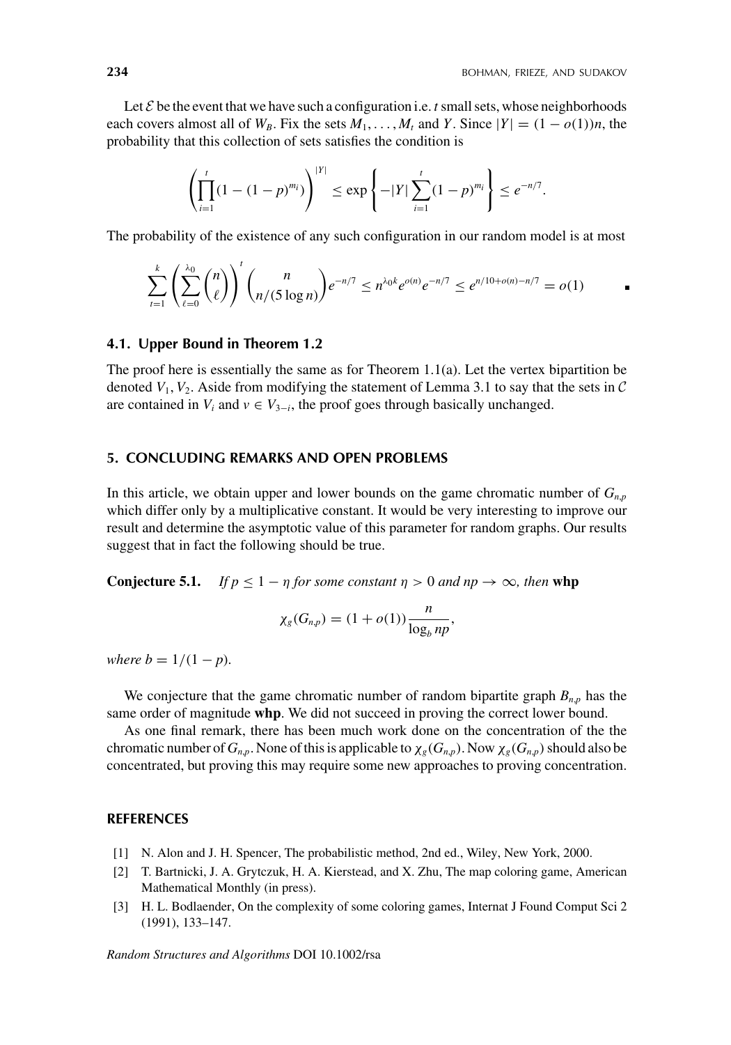Let $\mathcal{E}$ be the event that we have such a configuration i.e. $t$ small sets, whose neighborhoods each covers almost all of $W_B$. Fix the sets $M_1, \ldots, M_t$ and $Y$. Since $|Y| = (1 - o(1))n$, the probability that this collection of sets satisfies the condition is

$$\left(\prod_{i=1}^{t}(1 - (1-p)^{m_i})\right)^{|Y|} \leq \exp\left\{-|Y|\sum_{i=1}^{t}(1-p)^{m_i}\right\} \leq e^{-n/7}.$$

The probability of the existence of any such configuration in our random model is at most

$$\sum_{t=1}^{k}\left(\sum_{\ell=0}^{\lambda_0}\binom{n}{\ell}\right)^t \binom{n}{n/(5\log n)} e^{-n/7} \leq n^{\lambda_0 k} e^{o(n)} e^{-n/7} \leq e^{n/10 + o(n) - n/7} = o(1) \qquad \blacksquare$$

### 4.1. Upper Bound in Theorem 1.2

The proof here is essentially the same as for Theorem 1.1(a). Let the vertex bipartition be denoted $V_1, V_2$. Aside from modifying the statement of Lemma 3.1 to say that the sets in $\mathcal{C}$ are contained in $V_i$ and $v \in V_{3-i}$, the proof goes through basically unchanged.

## 5. CONCLUDING REMARKS AND OPEN PROBLEMS

In this article, we obtain upper and lower bounds on the game chromatic number of $G_{n,p}$ which differ only by a multiplicative constant. It would be very interesting to improve our result and determine the asymptotic value of this parameter for random graphs. Our results suggest that in fact the following should be true.

**Conjecture 5.1.** *If $p \leq 1 - \eta$ for some constant $\eta > 0$ and $np \to \infty$, then* **whp**

$$\chi_g(G_{n,p}) = (1 + o(1))\frac{n}{\log_b np},$$

*where $b = 1/(1-p)$.*

We conjecture that the game chromatic number of random bipartite graph $B_{n,p}$ has the same order of magnitude **whp**. We did not succeed in proving the correct lower bound.

As one final remark, there has been much work done on the concentration of the the chromatic number of $G_{n,p}$. None of this is applicable to $\chi_g(G_{n,p})$. Now $\chi_g(G_{n,p})$ should also be concentrated, but proving this may require some new approaches to proving concentration.

## REFERENCES

[1] N. Alon and J. H. Spencer, The probabilistic method, 2nd ed., Wiley, New York, 2000.

[2] T. Bartnicki, J. A. Grytczuk, H. A. Kierstead, and X. Zhu, The map coloring game, American Mathematical Monthly (in press).

[3] H. L. Bodlaender, On the complexity of some coloring games, Internat J Found Comput Sci 2 (1991), 133–147.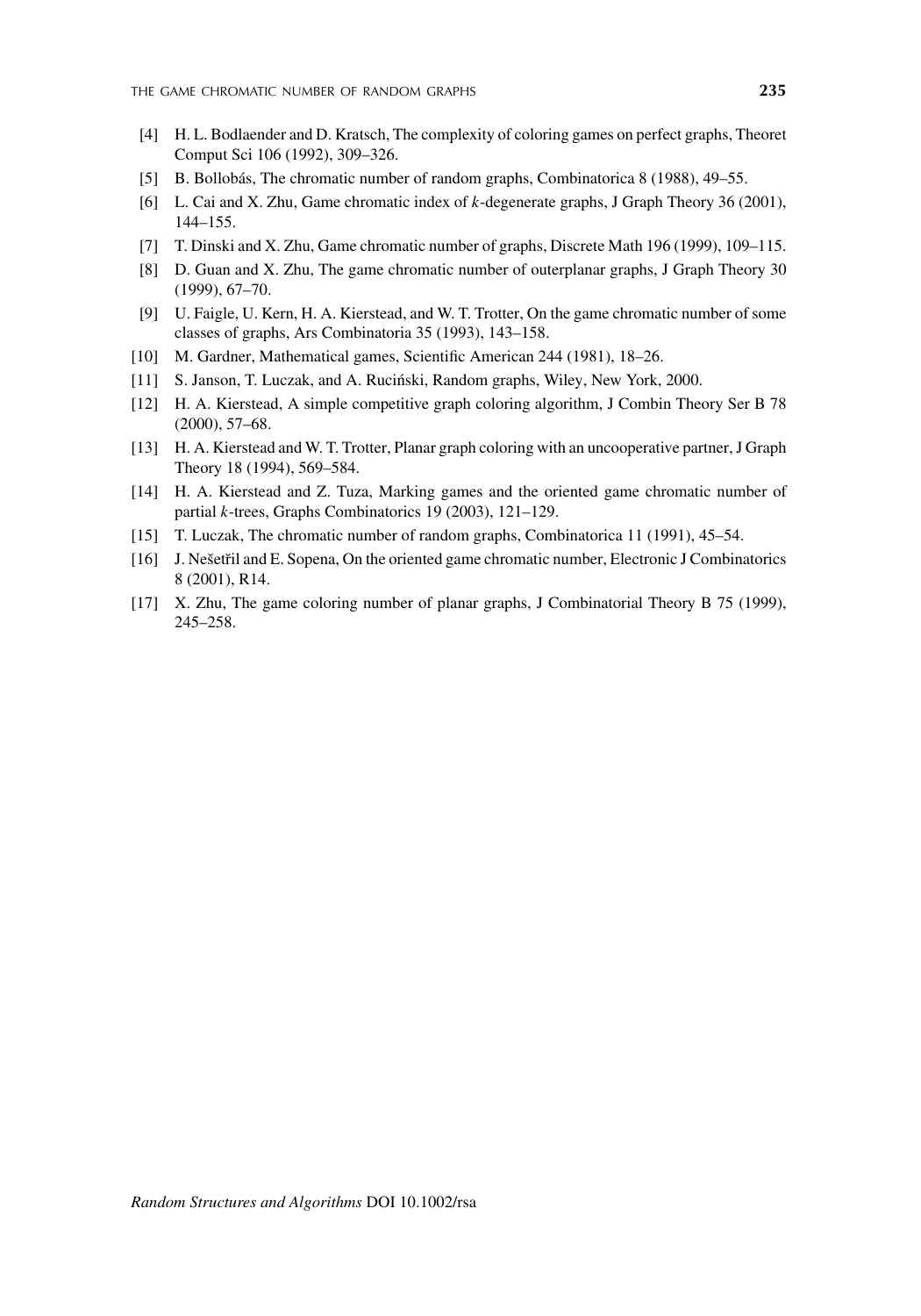[4] H. L. Bodlaender and D. Kratsch, The complexity of coloring games on perfect graphs, Theoret Comput Sci 106 (1992), 309–326.

[5] B. Bollobás, The chromatic number of random graphs, Combinatorica 8 (1988), 49–55.

[6] L. Cai and X. Zhu, Game chromatic index of $k$-degenerate graphs, J Graph Theory 36 (2001), 144–155.

[7] T. Dinski and X. Zhu, Game chromatic number of graphs, Discrete Math 196 (1999), 109–115.

[8] D. Guan and X. Zhu, The game chromatic number of outerplanar graphs, J Graph Theory 30 (1999), 67–70.

[9] U. Faigle, U. Kern, H. A. Kierstead, and W. T. Trotter, On the game chromatic number of some classes of graphs, Ars Combinatoria 35 (1993), 143–158.

[10] M. Gardner, Mathematical games, Scientific American 244 (1981), 18–26.

[11] S. Janson, T. Luczak, and A. Ruciński, Random graphs, Wiley, New York, 2000.

[12] H. A. Kierstead, A simple competitive graph coloring algorithm, J Combin Theory Ser B 78 (2000), 57–68.

[13] H. A. Kierstead and W. T. Trotter, Planar graph coloring with an uncooperative partner, J Graph Theory 18 (1994), 569–584.

[14] H. A. Kierstead and Z. Tuza, Marking games and the oriented game chromatic number of partial $k$-trees, Graphs Combinatorics 19 (2003), 121–129.

[15] T. Luczak, The chromatic number of random graphs, Combinatorica 11 (1991), 45–54.

[16] J. Nešetřil and E. Sopena, On the oriented game chromatic number, Electronic J Combinatorics 8 (2001), R14.

[17] X. Zhu, The game coloring number of planar graphs, J Combinatorial Theory B 75 (1999), 245–258.